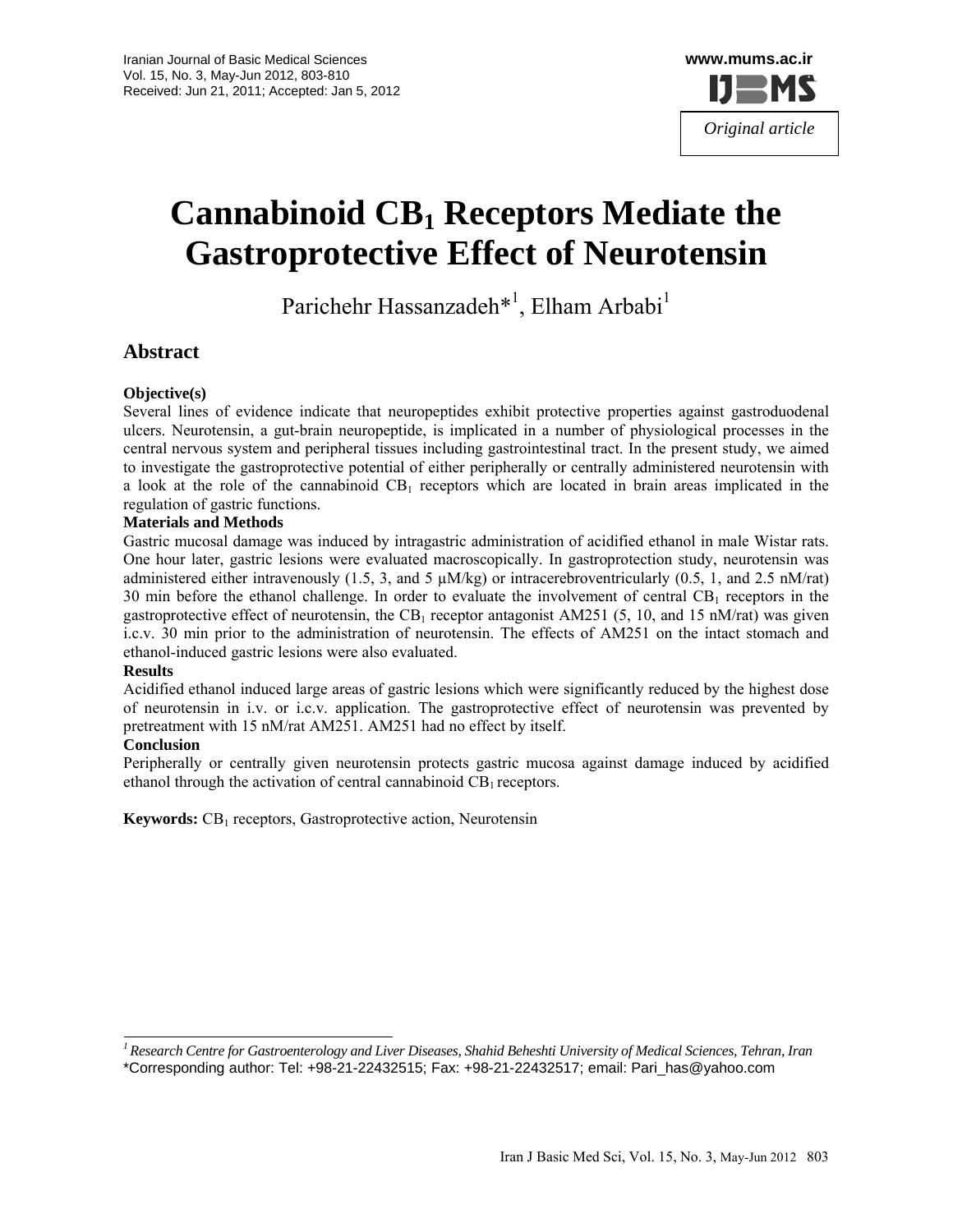Received: Jun 21, 2011; Accepted: Jan 5, 2012

*Original article*

# Cannabinoid $CB_1$ Receptors Mediate the Gastroprotective Effect of Neurotensin

Parichehr Hassanzadeh*[1], Elham Arbabi[1]

## Abstract

### Objective(s)

Several lines of evidence indicate that neuropeptides exhibit protective properties against gastroduodenal ulcers. Neurotensin, a gut-brain neuropeptide, is implicated in a number of physiological processes in the central nervous system and peripheral tissues including gastrointestinal tract. In the present study, we aimed to investigate the gastroprotective potential of either peripherally or centrally administered neurotensin with a look at the role of the cannabinoid $CB_1$ receptors which are located in brain areas implicated in the regulation of gastric functions.

### Materials and Methods

Gastric mucosal damage was induced by intragastric administration of acidified ethanol in male Wistar rats. One hour later, gastric lesions were evaluated macroscopically. In gastroprotection study, neurotensin was administered either intravenously (1.5, 3, and 5 μM/kg) or intracerebroventricularly (0.5, 1, and 2.5 nM/rat) 30 min before the ethanol challenge. In order to evaluate the involvement of central $CB_1$ receptors in the gastroprotective effect of neurotensin, the $CB_1$ receptor antagonist AM251 (5, 10, and 15 nM/rat) was given i.c.v. 30 min prior to the administration of neurotensin. The effects of AM251 on the intact stomach and ethanol-induced gastric lesions were also evaluated.

### Results

Acidified ethanol induced large areas of gastric lesions which were significantly reduced by the highest dose of neurotensin in i.v. or i.c.v. application. The gastroprotective effect of neurotensin was prevented by pretreatment with 15 nM/rat AM251. AM251 had no effect by itself.

### Conclusion

Peripherally or centrally given neurotensin protects gastric mucosa against damage induced by acidified ethanol through the activation of central cannabinoid $CB_1$ receptors.

**Keywords:** $CB_1$ receptors, Gastroprotective action, Neurotensin

---

[1] *Research Centre for Gastroenterology and Liver Diseases, Shahid Beheshti University of Medical Sciences, Tehran, Iran*

*Corresponding author: Tel: +98-21-22432515; Fax: +98-21-22432517; email: Pari_has@yahoo.com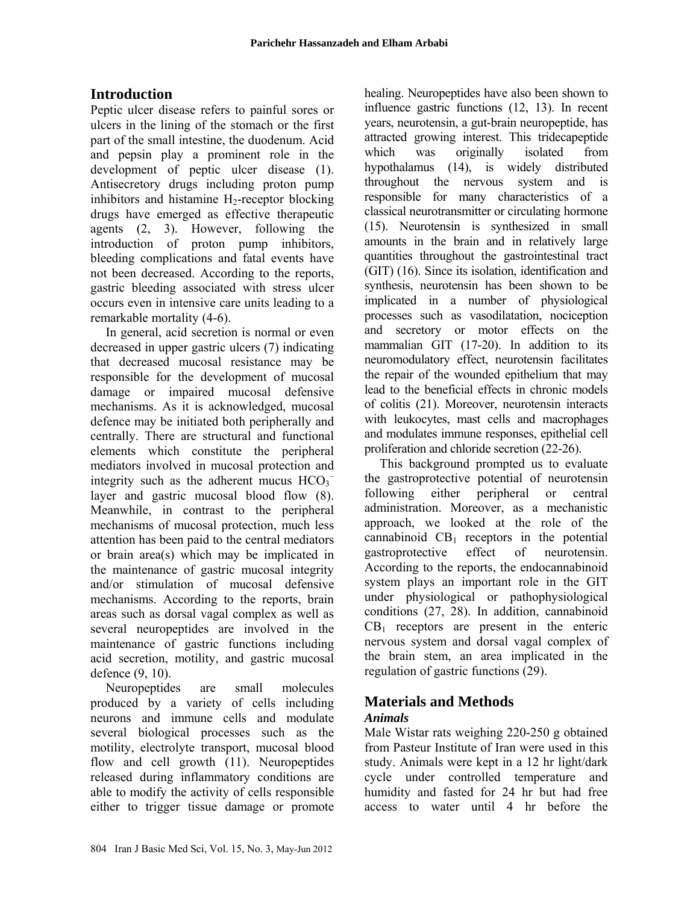## Introduction

Peptic ulcer disease refers to painful sores or ulcers in the lining of the stomach or the first part of the small intestine, the duodenum. Acid and pepsin play a prominent role in the development of peptic ulcer disease (1). Antisecretory drugs including proton pump inhibitors and histamine $H_2$-receptor blocking drugs have emerged as effective therapeutic agents (2, 3). However, following the introduction of proton pump inhibitors, bleeding complications and fatal events have not been decreased. According to the reports, gastric bleeding associated with stress ulcer occurs even in intensive care units leading to a remarkable mortality (4-6).

In general, acid secretion is normal or even decreased in upper gastric ulcers (7) indicating that decreased mucosal resistance may be responsible for the development of mucosal damage or impaired mucosal defensive mechanisms. As it is acknowledged, mucosal defence may be initiated both peripherally and centrally. There are structural and functional elements which constitute the peripheral mediators involved in mucosal protection and integrity such as the adherent mucus $HCO_3^-$ layer and gastric mucosal blood flow (8). Meanwhile, in contrast to the peripheral mechanisms of mucosal protection, much less attention has been paid to the central mediators or brain area(s) which may be implicated in the maintenance of gastric mucosal integrity and/or stimulation of mucosal defensive mechanisms. According to the reports, brain areas such as dorsal vagal complex as well as several neuropeptides are involved in the maintenance of gastric functions including acid secretion, motility, and gastric mucosal defence (9, 10).

Neuropeptides are small molecules produced by a variety of cells including neurons and immune cells and modulate several biological processes such as the motility, electrolyte transport, mucosal blood flow and cell growth (11). Neuropeptides released during inflammatory conditions are able to modify the activity of cells responsible either to trigger tissue damage or promote healing. Neuropeptides have also been shown to influence gastric functions (12, 13). In recent years, neurotensin, a gut-brain neuropeptide, has attracted growing interest. This tridecapeptide which was originally isolated from hypothalamus (14), is widely distributed throughout the nervous system and is responsible for many characteristics of a classical neurotransmitter or circulating hormone (15). Neurotensin is synthesized in small amounts in the brain and in relatively large quantities throughout the gastrointestinal tract (GIT) (16). Since its isolation, identification and synthesis, neurotensin has been shown to be implicated in a number of physiological processes such as vasodilatation, nociception and secretory or motor effects on the mammalian GIT (17-20). In addition to its neuromodulatory effect, neurotensin facilitates the repair of the wounded epithelium that may lead to the beneficial effects in chronic models of colitis (21). Moreover, neurotensin interacts with leukocytes, mast cells and macrophages and modulates immune responses, epithelial cell proliferation and chloride secretion (22-26).

This background prompted us to evaluate the gastroprotective potential of neurotensin following either peripheral or central administration. Moreover, as a mechanistic approach, we looked at the role of the cannabinoid $CB_1$ receptors in the potential gastroprotective effect of neurotensin. According to the reports, the endocannabinoid system plays an important role in the GIT under physiological or pathophysiological conditions (27, 28). In addition, cannabinoid $CB_1$ receptors are present in the enteric nervous system and dorsal vagal complex of the brain stem, an area implicated in the regulation of gastric functions (29).

## Materials and Methods

### *Animals*

Male Wistar rats weighing 220-250 g obtained from Pasteur Institute of Iran were used in this study. Animals were kept in a 12 hr light/dark cycle under controlled temperature and humidity and fasted for 24 hr but had free access to water until 4 hr before the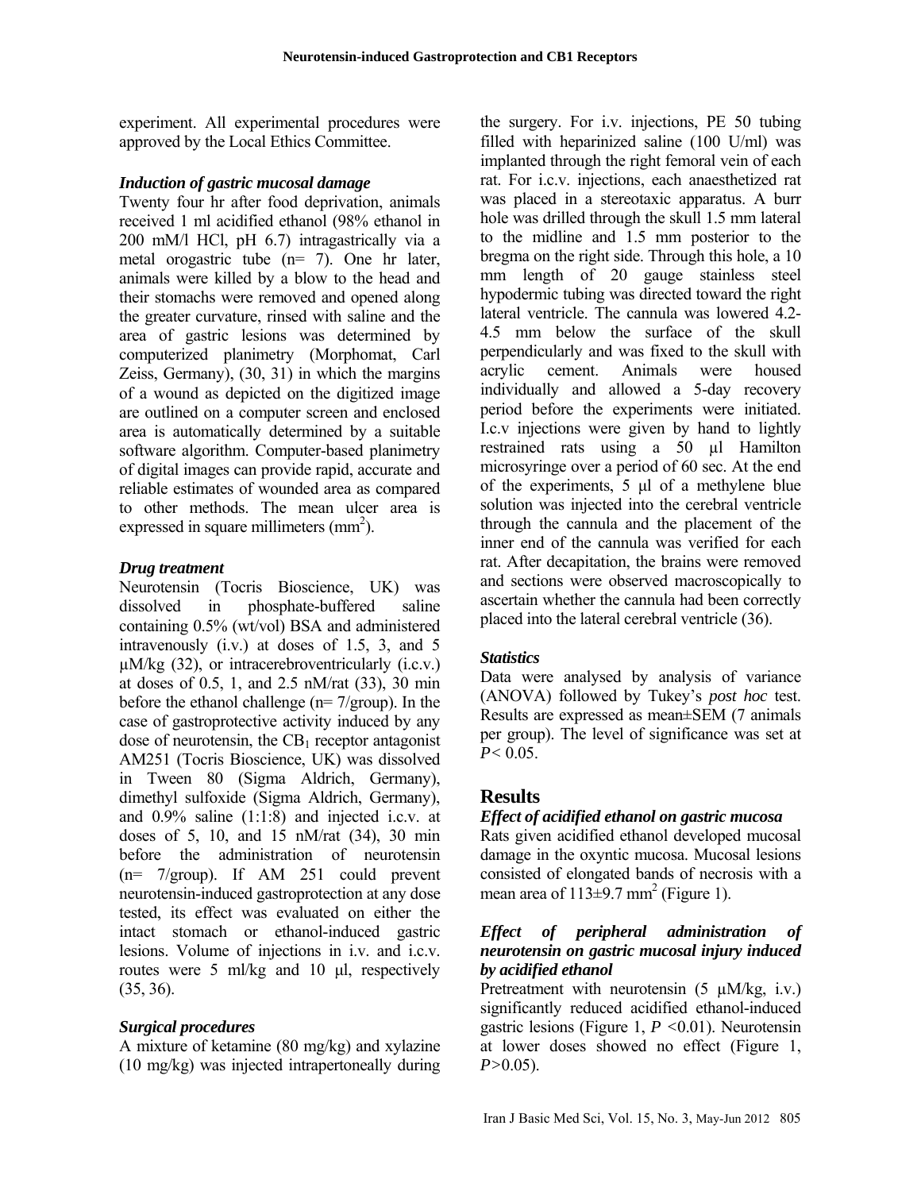experiment. All experimental procedures were approved by the Local Ethics Committee.

### *Induction of gastric mucosal damage*

Twenty four hr after food deprivation, animals received 1 ml acidified ethanol (98% ethanol in 200 mM/l HCl, pH 6.7) intragastrically via a metal orogastric tube (n= 7). One hr later, animals were killed by a blow to the head and their stomachs were removed and opened along the greater curvature, rinsed with saline and the area of gastric lesions was determined by computerized planimetry (Morphomat, Carl Zeiss, Germany), (30, 31) in which the margins of a wound as depicted on the digitized image are outlined on a computer screen and enclosed area is automatically determined by a suitable software algorithm. Computer-based planimetry of digital images can provide rapid, accurate and reliable estimates of wounded area as compared to other methods. The mean ulcer area is expressed in square millimeters ($mm^2$).

### *Drug treatment*

Neurotensin (Tocris Bioscience, UK) was dissolved in phosphate-buffered saline containing 0.5% (wt/vol) BSA and administered intravenously (i.v.) at doses of 1.5, 3, and 5 μM/kg (32), or intracerebroventricularly (i.c.v.) at doses of 0.5, 1, and 2.5 nM/rat (33), 30 min before the ethanol challenge (n= 7/group). In the case of gastroprotective activity induced by any dose of neurotensin, the $CB_1$ receptor antagonist AM251 (Tocris Bioscience, UK) was dissolved in Tween 80 (Sigma Aldrich, Germany), dimethyl sulfoxide (Sigma Aldrich, Germany), and 0.9% saline (1:1:8) and injected i.c.v. at doses of 5, 10, and 15 nM/rat (34), 30 min before the administration of neurotensin (n= 7/group). If AM 251 could prevent neurotensin-induced gastroprotection at any dose tested, its effect was evaluated on either the intact stomach or ethanol-induced gastric lesions. Volume of injections in i.v. and i.c.v. routes were 5 ml/kg and 10 μl, respectively (35, 36).

### *Surgical procedures*

A mixture of ketamine (80 mg/kg) and xylazine (10 mg/kg) was injected intrapertoneally during the surgery. For i.v. injections, PE 50 tubing filled with heparinized saline (100 U/ml) was implanted through the right femoral vein of each rat. For i.c.v. injections, each anaesthetized rat was placed in a stereotaxic apparatus. A burr hole was drilled through the skull 1.5 mm lateral to the midline and 1.5 mm posterior to the bregma on the right side. Through this hole, a 10 mm length of 20 gauge stainless steel hypodermic tubing was directed toward the right lateral ventricle. The cannula was lowered 4.2-4.5 mm below the surface of the skull perpendicularly and was fixed to the skull with acrylic cement. Animals were housed individually and allowed a 5-day recovery period before the experiments were initiated. I.c.v injections were given by hand to lightly restrained rats using a 50 μl Hamilton microsyringe over a period of 60 sec. At the end of the experiments, 5 μl of a methylene blue solution was injected into the cerebral ventricle through the cannula and the placement of the inner end of the cannula was verified for each rat. After decapitation, the brains were removed and sections were observed macroscopically to ascertain whether the cannula had been correctly placed into the lateral cerebral ventricle (36).

### *Statistics*

Data were analysed by analysis of variance (ANOVA) followed by Tukey's *post hoc* test. Results are expressed as mean±SEM (7 animals per group). The level of significance was set at $P< 0.05$.

## Results

### *Effect of acidified ethanol on gastric mucosa*

Rats given acidified ethanol developed mucosal damage in the oxyntic mucosa. Mucosal lesions consisted of elongated bands of necrosis with a mean area of 113±9.7 $mm^2$ (Figure 1).

### *Effect of peripheral administration of neurotensin on gastric mucosal injury induced by acidified ethanol*

Pretreatment with neurotensin (5 μM/kg, i.v.) significantly reduced acidified ethanol-induced gastric lesions (Figure 1, $P<0.01$). Neurotensin at lower doses showed no effect (Figure 1, $P>0.05$).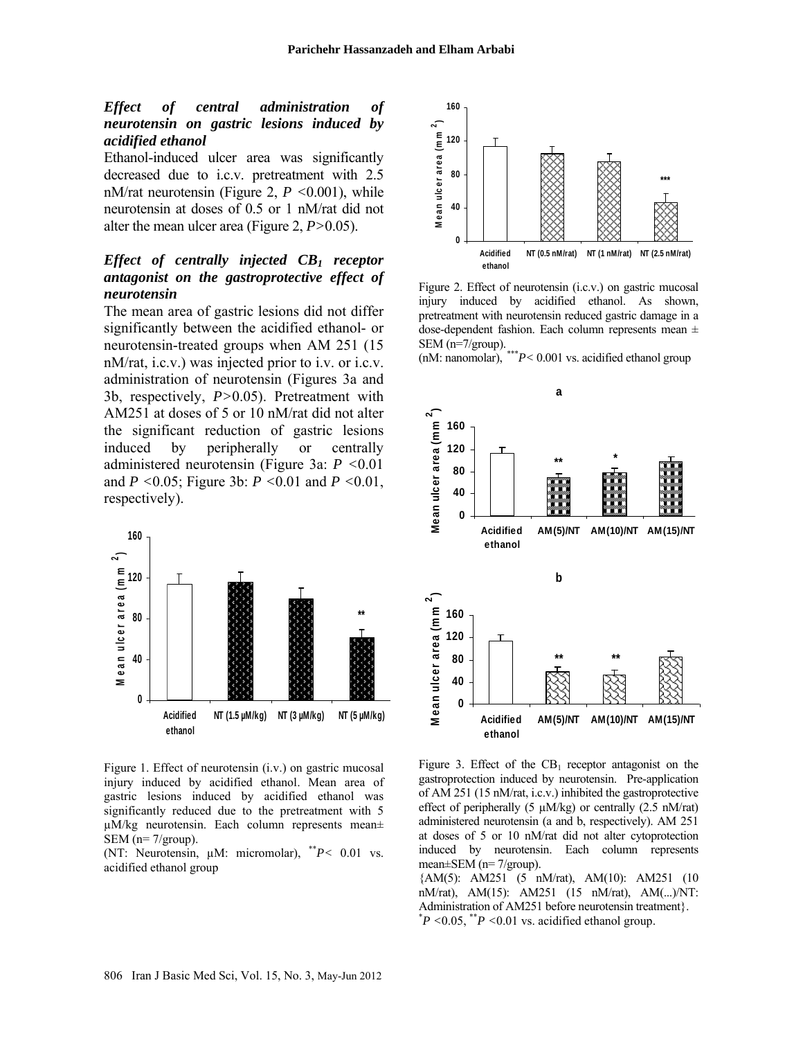### *Effect of central administration of neurotensin on gastric lesions induced by acidified ethanol*

Ethanol-induced ulcer area was significantly decreased due to i.c.v. pretreatment with 2.5 nM/rat neurotensin (Figure 2, $P$ <0.001), while neurotensin at doses of 0.5 or 1 nM/rat did not alter the mean ulcer area (Figure 2, $P$>0.05).

### *Effect of centrally injected $CB_1$ receptor antagonist on the gastroprotective effect of neurotensin*

The mean area of gastric lesions did not differ significantly between the acidified ethanol- or neurotensin-treated groups when AM 251 (15 nM/rat, i.c.v.) was injected prior to i.v. or i.c.v. administration of neurotensin (Figures 3a and 3b, respectively, $P$>0.05). Pretreatment with AM251 at doses of 5 or 10 nM/rat did not alter the significant reduction of gastric lesions induced by peripherally or centrally administered neurotensin (Figure 3a: $P$ <0.01 and $P$ <0.05; Figure 3b: $P$ <0.01 and $P$ <0.01, respectively).

Figure 1. Effect of neurotensin (i.v.) on gastric mucosal injury induced by acidified ethanol. Mean area of gastric lesions induced by acidified ethanol was significantly reduced due to the pretreatment with 5 µM/kg neurotensin. Each column represents mean± SEM (n= 7/group).
(NT: Neurotensin, µM: micromolar), $^{**}P$< 0.01 vs. acidified ethanol group

Figure 2. Effect of neurotensin (i.c.v.) on gastric mucosal injury induced by acidified ethanol. As shown, pretreatment with neurotensin reduced gastric damage in a dose-dependent fashion. Each column represents mean ± SEM (n=7/group).
(nM: nanomolar), $^{***}P$< 0.001 vs. acidified ethanol group

Figure 3. Effect of the $CB_1$ receptor antagonist on the gastroprotection induced by neurotensin. Pre-application of AM 251 (15 nM/rat, i.c.v.) inhibited the gastroprotective effect of peripherally (5 µM/kg) or centrally (2.5 nM/rat) administered neurotensin (a and b, respectively). AM 251 at doses of 5 or 10 nM/rat did not alter cytoprotection induced by neurotensin. Each column represents mean±SEM (n= 7/group).
{AM(5): AM251 (5 nM/rat), AM(10): AM251 (10 nM/rat), AM(15): AM251 (15 nM/rat), AM(...)/NT: Administration of AM251 before neurotensin treatment}.
$^{*}P$ <0.05, $^{**}P$ <0.01 vs. acidified ethanol group.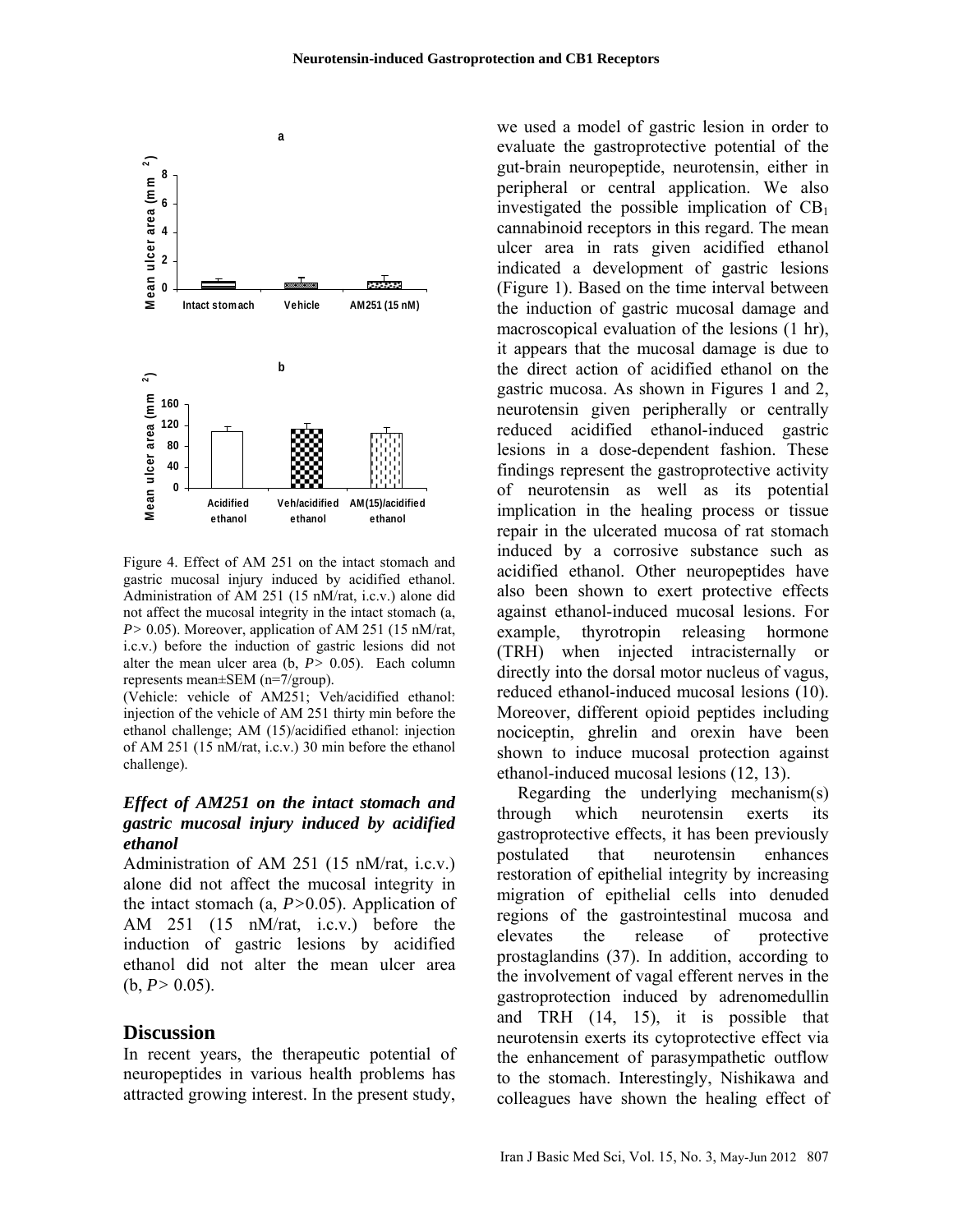Figure 4. Effect of AM 251 on the intact stomach and gastric mucosal injury induced by acidified ethanol. Administration of AM 251 (15 nM/rat, i.c.v.) alone did not affect the mucosal integrity in the intact stomach (a, $P > 0.05$). Moreover, application of AM 251 (15 nM/rat, i.c.v.) before the induction of gastric lesions did not alter the mean ulcer area (b, $P > 0.05$). Each column represents mean±SEM (n=7/group).

(Vehicle: vehicle of AM251; Veh/acidified ethanol: injection of the vehicle of AM 251 thirty min before the ethanol challenge; AM (15)/acidified ethanol: injection of AM 251 (15 nM/rat, i.c.v.) 30 min before the ethanol challenge).

### *Effect of AM251 on the intact stomach and gastric mucosal injury induced by acidified ethanol*

Administration of AM 251 (15 nM/rat, i.c.v.) alone did not affect the mucosal integrity in the intact stomach (a, $P>0.05$). Application of AM 251 (15 nM/rat, i.c.v.) before the induction of gastric lesions by acidified ethanol did not alter the mean ulcer area (b, $P > 0.05$).

## Discussion

In recent years, the therapeutic potential of neuropeptides in various health problems has attracted growing interest. In the present study, we used a model of gastric lesion in order to evaluate the gastroprotective potential of the gut-brain neuropeptide, neurotensin, either in peripheral or central application. We also investigated the possible implication of $CB_1$ cannabinoid receptors in this regard. The mean ulcer area in rats given acidified ethanol indicated a development of gastric lesions (Figure 1). Based on the time interval between the induction of gastric mucosal damage and macroscopical evaluation of the lesions (1 hr), it appears that the mucosal damage is due to the direct action of acidified ethanol on the gastric mucosa. As shown in Figures 1 and 2, neurotensin given peripherally or centrally reduced acidified ethanol-induced gastric lesions in a dose-dependent fashion. These findings represent the gastroprotective activity of neurotensin as well as its potential implication in the healing process or tissue repair in the ulcerated mucosa of rat stomach induced by a corrosive substance such as acidified ethanol. Other neuropeptides have also been shown to exert protective effects against ethanol-induced mucosal lesions. For example, thyrotropin releasing hormone (TRH) when injected intracisternally or directly into the dorsal motor nucleus of vagus, reduced ethanol-induced mucosal lesions (10). Moreover, different opioid peptides including nociceptin, ghrelin and orexin have been shown to induce mucosal protection against ethanol-induced mucosal lesions (12, 13).

Regarding the underlying mechanism(s) through which neurotensin exerts its gastroprotective effects, it has been previously postulated that neurotensin enhances restoration of epithelial integrity by increasing migration of epithelial cells into denuded regions of the gastrointestinal mucosa and elevates the release of protective prostaglandins (37). In addition, according to the involvement of vagal efferent nerves in the gastroprotection induced by adrenomedullin and TRH (14, 15), it is possible that neurotensin exerts its cytoprotective effect via the enhancement of parasympathetic outflow to the stomach. Interestingly, Nishikawa and colleagues have shown the healing effect of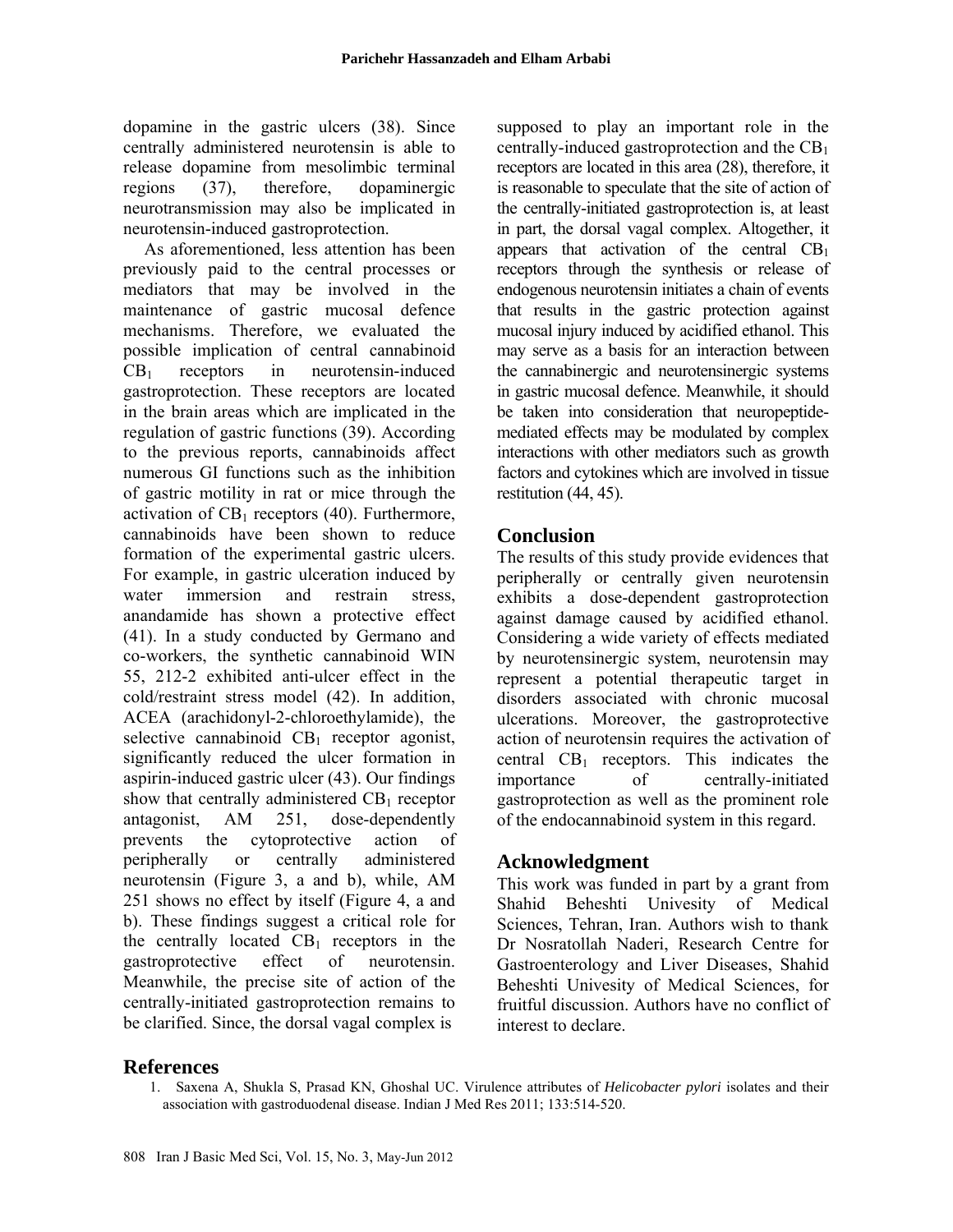dopamine in the gastric ulcers (38). Since centrally administered neurotensin is able to release dopamine from mesolimbic terminal regions (37), therefore, dopaminergic neurotransmission may also be implicated in neurotensin-induced gastroprotection.

As aforementioned, less attention has been previously paid to the central processes or mediators that may be involved in the maintenance of gastric mucosal defence mechanisms. Therefore, we evaluated the possible implication of central cannabinoid $CB_1$ receptors in neurotensin-induced gastroprotection. These receptors are located in the brain areas which are implicated in the regulation of gastric functions (39). According to the previous reports, cannabinoids affect numerous GI functions such as the inhibition of gastric motility in rat or mice through the activation of $CB_1$ receptors (40). Furthermore, cannabinoids have been shown to reduce formation of the experimental gastric ulcers. For example, in gastric ulceration induced by water immersion and restrain stress, anandamide has shown a protective effect (41). In a study conducted by Germano and co-workers, the synthetic cannabinoid WIN 55, 212-2 exhibited anti-ulcer effect in the cold/restraint stress model (42). In addition, ACEA (arachidonyl-2-chloroethylamide), the selective cannabinoid $CB_1$ receptor agonist, significantly reduced the ulcer formation in aspirin-induced gastric ulcer (43). Our findings show that centrally administered $CB_1$ receptor antagonist, AM 251, dose-dependently prevents the cytoprotective action of peripherally or centrally administered neurotensin (Figure 3, a and b), while, AM 251 shows no effect by itself (Figure 4, a and b). These findings suggest a critical role for the centrally located $CB_1$ receptors in the gastroprotective effect of neurotensin. Meanwhile, the precise site of action of the centrally-initiated gastroprotection remains to be clarified. Since, the dorsal vagal complex is supposed to play an important role in the centrally-induced gastroprotection and the $CB_1$ receptors are located in this area (28), therefore, it is reasonable to speculate that the site of action of the centrally-initiated gastroprotection is, at least in part, the dorsal vagal complex. Altogether, it appears that activation of the central $CB_1$ receptors through the synthesis or release of endogenous neurotensin initiates a chain of events that results in the gastric protection against mucosal injury induced by acidified ethanol. This may serve as a basis for an interaction between the cannabinergic and neurotensinergic systems in gastric mucosal defence. Meanwhile, it should be taken into consideration that neuropeptide-mediated effects may be modulated by complex interactions with other mediators such as growth factors and cytokines which are involved in tissue restitution (44, 45).

## Conclusion

The results of this study provide evidences that peripherally or centrally given neurotensin exhibits a dose-dependent gastroprotection against damage caused by acidified ethanol. Considering a wide variety of effects mediated by neurotensinergic system, neurotensin may represent a potential therapeutic target in disorders associated with chronic mucosal ulcerations. Moreover, the gastroprotective action of neurotensin requires the activation of central $CB_1$ receptors. This indicates the importance of centrally-initiated gastroprotection as well as the prominent role of the endocannabinoid system in this regard.

## Acknowledgment

This work was funded in part by a grant from Shahid Beheshti Univesity of Medical Sciences, Tehran, Iran. Authors wish to thank Dr Nosratollah Naderi, Research Centre for Gastroenterology and Liver Diseases, Shahid Beheshti Univesity of Medical Sciences, for fruitful discussion. Authors have no conflict of interest to declare.

## References

1. Saxena A, Shukla S, Prasad KN, Ghoshal UC. Virulence attributes of *Helicobacter pylori* isolates and their association with gastroduodenal disease. Indian J Med Res 2011; 133:514-520.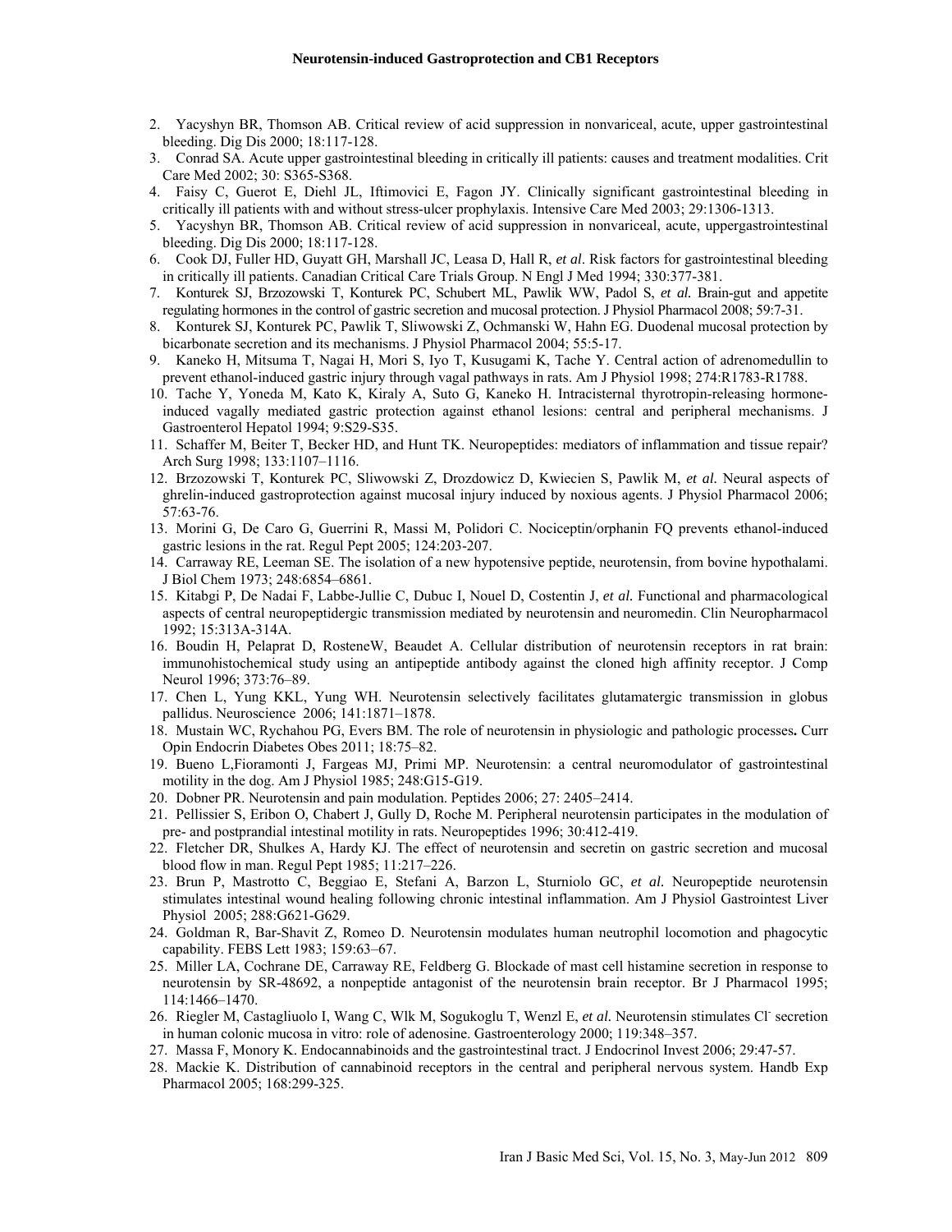2. Yacyshyn BR, Thomson AB. Critical review of acid suppression in nonvariceal, acute, upper gastrointestinal bleeding. Dig Dis 2000; 18:117-128.
3. Conrad SA. Acute upper gastrointestinal bleeding in critically ill patients: causes and treatment modalities. Crit Care Med 2002; 30: S365-S368.
4. Faisy C, Guerot E, Diehl JL, Iftimovici E, Fagon JY. Clinically significant gastrointestinal bleeding in critically ill patients with and without stress-ulcer prophylaxis. Intensive Care Med 2003; 29:1306-1313.
5. Yacyshyn BR, Thomson AB. Critical review of acid suppression in nonvariceal, acute, uppergastrointestinal bleeding. Dig Dis 2000; 18:117-128.
6. Cook DJ, Fuller HD, Guyatt GH, Marshall JC, Leasa D, Hall R, *et al*. Risk factors for gastrointestinal bleeding in critically ill patients. Canadian Critical Care Trials Group. N Engl J Med 1994; 330:377-381.
7. Konturek SJ, Brzozowski T, Konturek PC, Schubert ML, Pawlik WW, Padol S, *et al.* Brain-gut and appetite regulating hormones in the control of gastric secretion and mucosal protection. J Physiol Pharmacol 2008; 59:7-31.
8. Konturek SJ, Konturek PC, Pawlik T, Sliwowski Z, Ochmanski W, Hahn EG. Duodenal mucosal protection by bicarbonate secretion and its mechanisms. J Physiol Pharmacol 2004; 55:5-17.
9. Kaneko H, Mitsuma T, Nagai H, Mori S, Iyo T, Kusugami K, Tache Y. Central action of adrenomedullin to prevent ethanol-induced gastric injury through vagal pathways in rats. Am J Physiol 1998; 274:R1783-R1788.
10. Tache Y, Yoneda M, Kato K, Kiraly A, Suto G, Kaneko H. Intracisternal thyrotropin-releasing hormone-induced vagally mediated gastric protection against ethanol lesions: central and peripheral mechanisms. J Gastroenterol Hepatol 1994; 9:S29-S35.
11. Schaffer M, Beiter T, Becker HD, and Hunt TK. Neuropeptides: mediators of inflammation and tissue repair? Arch Surg 1998; 133:1107–1116.
12. Brzozowski T, Konturek PC, Sliwowski Z, Drozdowicz D, Kwiecien S, Pawlik M, *et al.* Neural aspects of ghrelin-induced gastroprotection against mucosal injury induced by noxious agents. J Physiol Pharmacol 2006; 57:63-76.
13. Morini G, De Caro G, Guerrini R, Massi M, Polidori C. Nociceptin/orphanin FQ prevents ethanol-induced gastric lesions in the rat. Regul Pept 2005; 124:203-207.
14. Carraway RE, Leeman SE. The isolation of a new hypotensive peptide, neurotensin, from bovine hypothalami. J Biol Chem 1973; 248:6854–6861.
15. Kitabgi P, De Nadai F, Labbe-Jullie C, Dubuc I, Nouel D, Costentin J, *et al.* Functional and pharmacological aspects of central neuropeptidergic transmission mediated by neurotensin and neuromedin. Clin Neuropharmacol 1992; 15:313A-314A.
16. Boudin H, Pelaprat D, RosteneW, Beaudet A. Cellular distribution of neurotensin receptors in rat brain: immunohistochemical study using an antipeptide antibody against the cloned high affinity receptor. J Comp Neurol 1996; 373:76–89.
17. Chen L, Yung KKL, Yung WH. Neurotensin selectively facilitates glutamatergic transmission in globus pallidus. Neuroscience 2006; 141:1871–1878.
18. Mustain WC, Rychahou PG, Evers BM. The role of neurotensin in physiologic and pathologic processes**.** Curr Opin Endocrin Diabetes Obes 2011; 18:75–82.
19. Bueno L,Fioramonti J, Fargeas MJ, Primi MP. Neurotensin: a central neuromodulator of gastrointestinal motility in the dog. Am J Physiol 1985; 248:G15-G19.
20. Dobner PR. Neurotensin and pain modulation. Peptides 2006; 27: 2405–2414.
21. Pellissier S, Eribon O, Chabert J, Gully D, Roche M. Peripheral neurotensin participates in the modulation of pre- and postprandial intestinal motility in rats. Neuropeptides 1996; 30:412-419.
22. Fletcher DR, Shulkes A, Hardy KJ. The effect of neurotensin and secretin on gastric secretion and mucosal blood flow in man. Regul Pept 1985; 11:217–226.
23. Brun P, Mastrotto C, Beggiao E, Stefani A, Barzon L, Sturniolo GC, *et al.* Neuropeptide neurotensin stimulates intestinal wound healing following chronic intestinal inflammation. Am J Physiol Gastrointest Liver Physiol 2005; 288:G621-G629.
24. Goldman R, Bar-Shavit Z, Romeo D. Neurotensin modulates human neutrophil locomotion and phagocytic capability. FEBS Lett 1983; 159:63–67.
25. Miller LA, Cochrane DE, Carraway RE, Feldberg G. Blockade of mast cell histamine secretion in response to neurotensin by SR-48692, a nonpeptide antagonist of the neurotensin brain receptor. Br J Pharmacol 1995; 114:1466–1470.
26. Riegler M, Castagliuolo I, Wang C, Wlk M, Sogukoglu T, Wenzl E, *et al.* Neurotensin stimulates $Cl^-$ secretion in human colonic mucosa in vitro: role of adenosine. Gastroenterology 2000; 119:348–357.
27. Massa F, Monory K. Endocannabinoids and the gastrointestinal tract. J Endocrinol Invest 2006; 29:47-57.
28. Mackie K. Distribution of cannabinoid receptors in the central and peripheral nervous system. Handb Exp Pharmacol 2005; 168:299-325.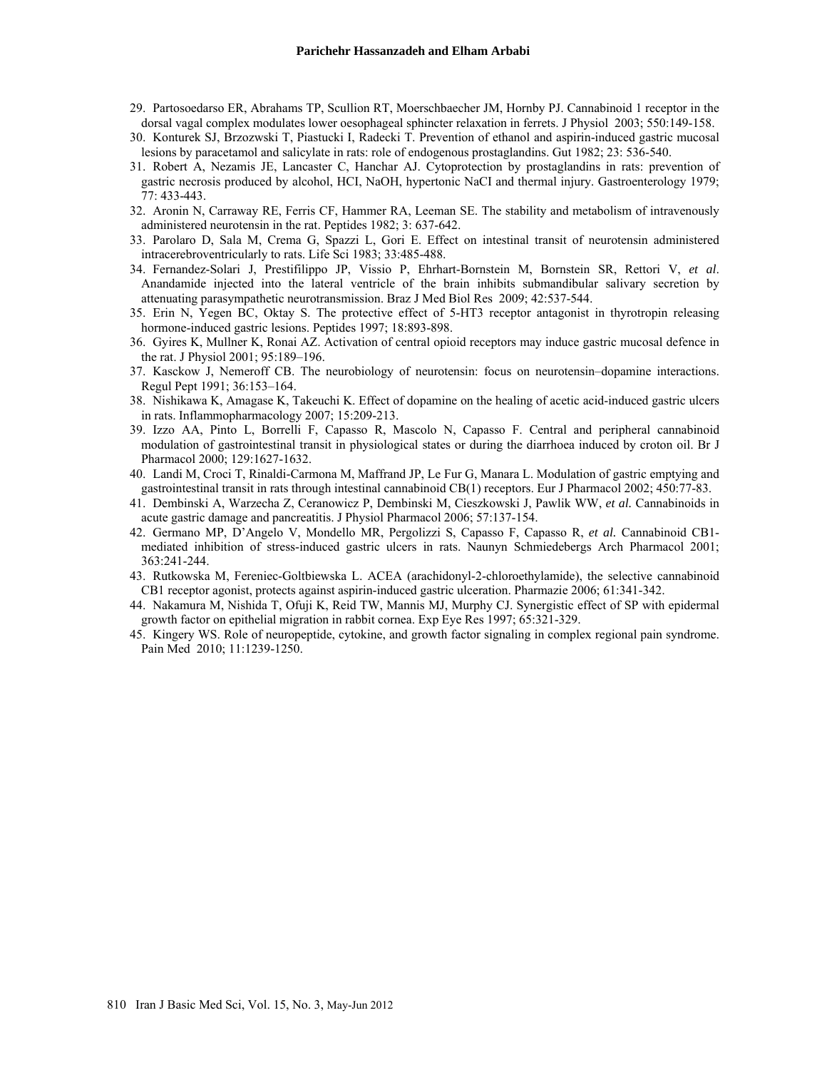29. Partosoedarso ER, Abrahams TP, Scullion RT, Moerschbaecher JM, Hornby PJ. Cannabinoid 1 receptor in the dorsal vagal complex modulates lower oesophageal sphincter relaxation in ferrets. J Physiol 2003; 550:149-158.
30. Konturek SJ, Brzozwski T, Piastucki I, Radecki T. Prevention of ethanol and aspirin-induced gastric mucosal lesions by paracetamol and salicylate in rats: role of endogenous prostaglandins. Gut 1982; 23: 536-540.
31. Robert A, Nezamis JE, Lancaster C, Hanchar AJ. Cytoprotection by prostaglandins in rats: prevention of gastric necrosis produced by alcohol, HCI, NaOH, hypertonic NaCI and thermal injury. Gastroenterology 1979; 77: 433-443.
32. Aronin N, Carraway RE, Ferris CF, Hammer RA, Leeman SE. The stability and metabolism of intravenously administered neurotensin in the rat. Peptides 1982; 3: 637-642.
33. Parolaro D, Sala M, Crema G, Spazzi L, Gori E. Effect on intestinal transit of neurotensin administered intracerebroventricularly to rats. Life Sci 1983; 33:485-488.
34. Fernandez-Solari J, Prestifilippo JP, Vissio P, Ehrhart-Bornstein M, Bornstein SR, Rettori V, *et al*. Anandamide injected into the lateral ventricle of the brain inhibits submandibular salivary secretion by attenuating parasympathetic neurotransmission. Braz J Med Biol Res 2009; 42:537-544.
35. Erin N, Yegen BC, Oktay S. The protective effect of 5-HT3 receptor antagonist in thyrotropin releasing hormone-induced gastric lesions. Peptides 1997; 18:893-898.
36. Gyires K, Mullner K, Ronai AZ. Activation of central opioid receptors may induce gastric mucosal defence in the rat. J Physiol 2001; 95:189–196.
37. Kasckow J, Nemeroff CB. The neurobiology of neurotensin: focus on neurotensin–dopamine interactions. Regul Pept 1991; 36:153–164.
38. Nishikawa K, Amagase K, Takeuchi K. Effect of dopamine on the healing of acetic acid-induced gastric ulcers in rats. Inflammopharmacology 2007; 15:209-213.
39. Izzo AA, Pinto L, Borrelli F, Capasso R, Mascolo N, Capasso F. Central and peripheral cannabinoid modulation of gastrointestinal transit in physiological states or during the diarrhoea induced by croton oil. Br J Pharmacol 2000; 129:1627-1632.
40. Landi M, Croci T, Rinaldi-Carmona M, Maffrand JP, Le Fur G, Manara L. Modulation of gastric emptying and gastrointestinal transit in rats through intestinal cannabinoid CB(1) receptors. Eur J Pharmacol 2002; 450:77-83.
41. Dembinski A, Warzecha Z, Ceranowicz P, Dembinski M, Cieszkowski J, Pawlik WW, *et al.* Cannabinoids in acute gastric damage and pancreatitis. J Physiol Pharmacol 2006; 57:137-154.
42. Germano MP, D'Angelo V, Mondello MR, Pergolizzi S, Capasso F, Capasso R, *et al.* Cannabinoid CB1-mediated inhibition of stress-induced gastric ulcers in rats. Naunyn Schmiedebergs Arch Pharmacol 2001; 363:241-244.
43. Rutkowska M, Fereniec-Goltbiewska L. ACEA (arachidonyl-2-chloroethylamide), the selective cannabinoid CB1 receptor agonist, protects against aspirin-induced gastric ulceration. Pharmazie 2006; 61:341-342.
44. Nakamura M, Nishida T, Ofuji K, Reid TW, Mannis MJ, Murphy CJ. Synergistic effect of SP with epidermal growth factor on epithelial migration in rabbit cornea. Exp Eye Res 1997; 65:321-329.
45. Kingery WS. Role of neuropeptide, cytokine, and growth factor signaling in complex regional pain syndrome. Pain Med 2010; 11:1239-1250.